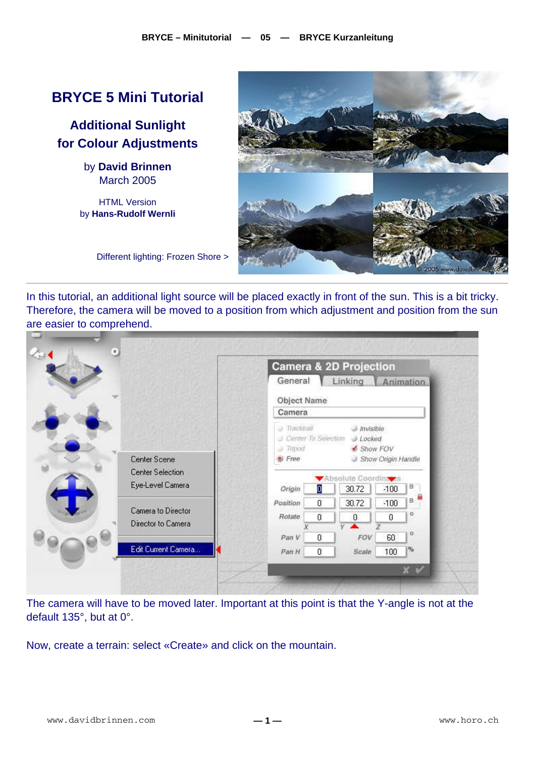# BRYCE 5 Mini Tutorial

## Additional Sunlight for Colour Adjustments

by **David Brinnen**
March 2005

HTML Version
by **Hans-Rudolf Wernli**

Different lighting: Frozen Shore >

In this tutorial, an additional light source will be placed exactly in front of the sun. This is a bit tricky. Therefore, the camera will be moved to a position from which adjustment and position from the sun are easier to comprehend.

The camera will have to be moved later. Important at this point is that the Y-angle is not at the default 135°, but at 0°.

Now, create a terrain: select «Create» and click on the mountain.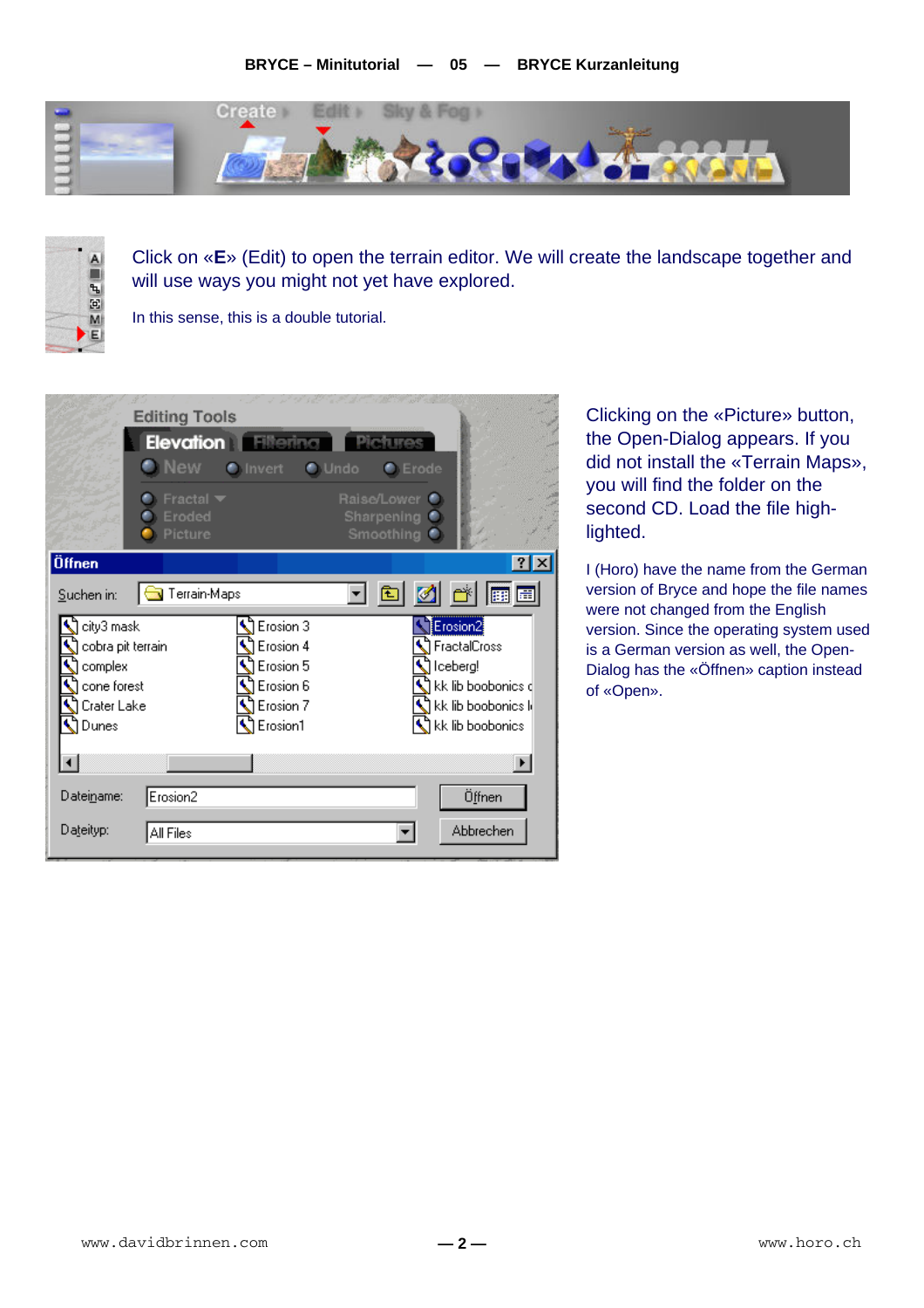Click on «**E**» (Edit) to open the terrain editor. We will create the landscape together and will use ways you might not yet have explored.

In this sense, this is a double tutorial.

Clicking on the «Picture» button, the Open-Dialog appears. If you did not install the «Terrain Maps», you will find the folder on the second CD. Load the file highlighted.

I (Horo) have the name from the German version of Bryce and hope the file names were not changed from the English version. Since the operating system used is a German version as well, the Open-Dialog has the «Öffnen» caption instead of «Open».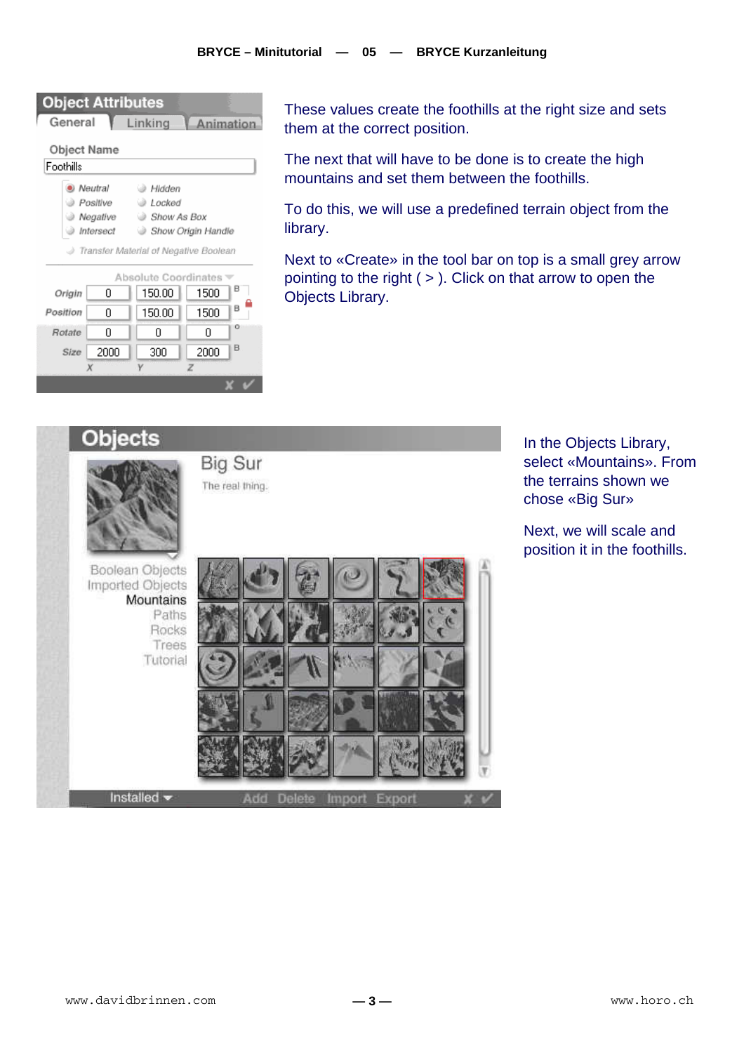These values create the foothills at the right size and sets them at the correct position.

The next that will have to be done is to create the high mountains and set them between the foothills.

To do this, we will use a predefined terrain object from the library.

Next to «Create» in the tool bar on top is a small grey arrow pointing to the right ( > ). Click on that arrow to open the Objects Library.

In the Objects Library, select «Mountains». From the terrains shown we chose «Big Sur»

Next, we will scale and position it in the foothills.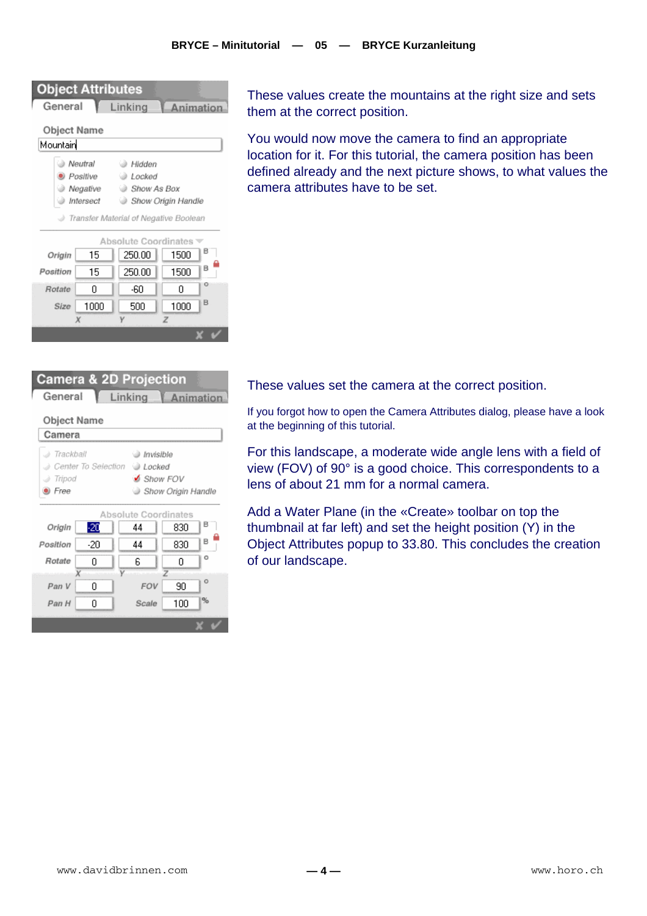## Object Attributes

General | Linking | Animation

Object Name: Mountain

- Neutral
- Positive (selected)
- Negative
- Intersect
- Hidden
- Locked
- Show As Box
- Show Origin Handle
- Transfer Material of Negative Boolean

Absolute Coordinates

|  | X | Y | Z |  |
|---|---|---|---|---|
| Origin | 15 | 250.00 | 1500 | B |
| Position | 15 | 250.00 | 1500 | B |
| Rotate | 0 | -60 | 0 | ° |
| Size | 1000 | 500 | 1000 | B |

These values create the mountains at the right size and sets them at the correct position.

You would now move the camera to find an appropriate location for it. For this tutorial, the camera position has been defined already and the next picture shows, to what values the camera attributes have to be set.

## Camera & 2D Projection

General | Linking | Animation

Object Name: Camera

- Trackball
- Center To Selection
- Tripod
- Free (selected)
- Invisible
- Locked
- Show FOV (checked)
- Show Origin Handle

Absolute Coordinates

|  | X | Y | Z |  |
|---|---|---|---|---|
| Origin | -20 | 44 | 830 | B |
| Position | -20 | 44 | 830 | B |
| Rotate | 0 | 6 | 0 | ° |

| Pan V | 0 | FOV | 90 | ° |
|---|---|---|---|---|
| Pan H | 0 | Scale | 100 | % |

These values set the camera at the correct position.

If you forgot how to open the Camera Attributes dialog, please have a look at the beginning of this tutorial.

For this landscape, a moderate wide angle lens with a field of view (FOV) of 90° is a good choice. This correspondents to a lens of about 21 mm for a normal camera.

Add a Water Plane (in the «Create» toolbar on top the thumbnail at far left) and set the height position (Y) in the Object Attributes popup to 33.80. This concludes the creation of our landscape.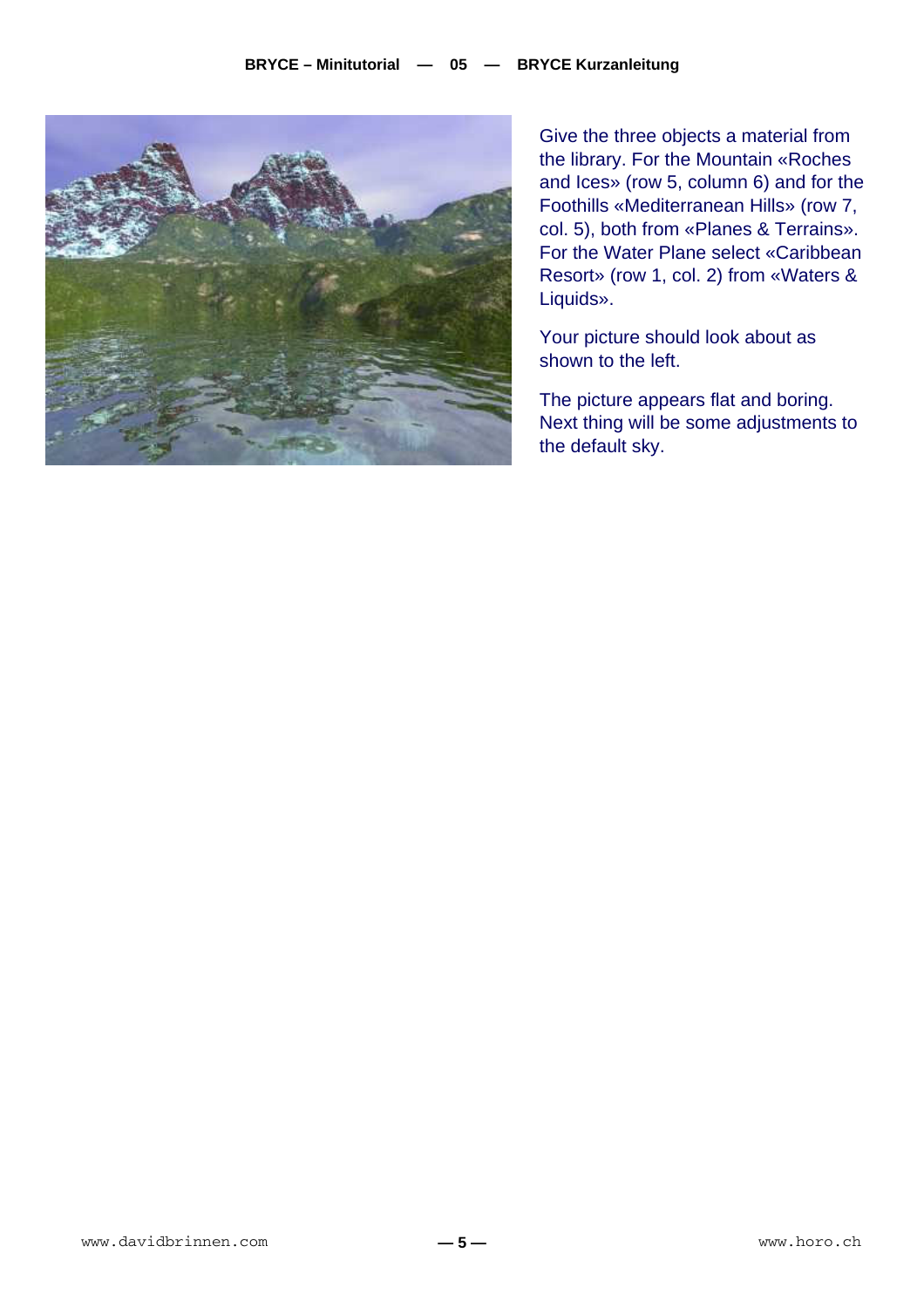Give the three objects a material from the library. For the Mountain «Roches and Ices» (row 5, column 6) and for the Foothills «Mediterranean Hills» (row 7, col. 5), both from «Planes & Terrains». For the Water Plane select «Caribbean Resort» (row 1, col. 2) from «Waters & Liquids».

Your picture should look about as shown to the left.

The picture appears flat and boring. Next thing will be some adjustments to the default sky.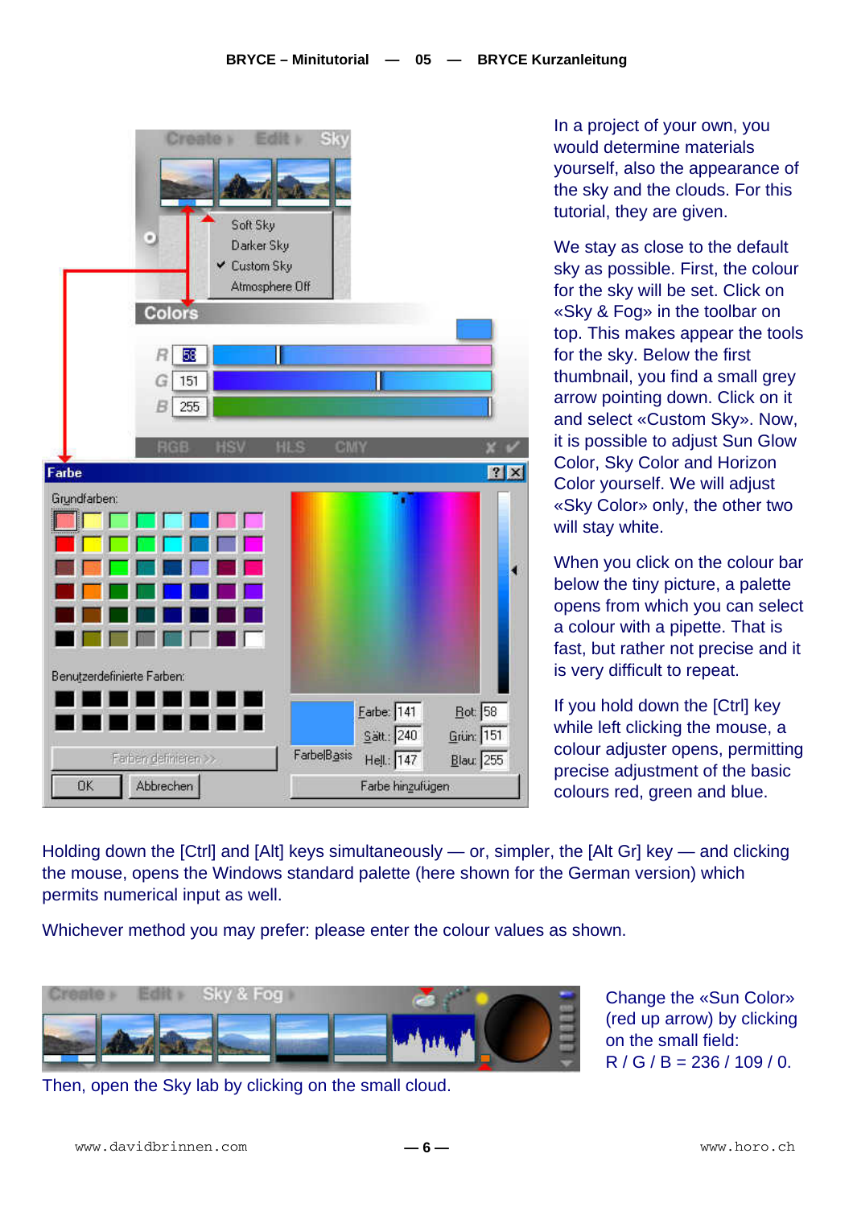In a project of your own, you would determine materials yourself, also the appearance of the sky and the clouds. For this tutorial, they are given.

We stay as close to the default sky as possible. First, the colour for the sky will be set. Click on «Sky & Fog» in the toolbar on top. This makes appear the tools for the sky. Below the first thumbnail, you find a small grey arrow pointing down. Click on it and select «Custom Sky». Now, it is possible to adjust Sun Glow Color, Sky Color and Horizon Color yourself. We will adjust «Sky Color» only, the other two will stay white.

When you click on the colour bar below the tiny picture, a palette opens from which you can select a colour with a pipette. That is fast, but rather not precise and it is very difficult to repeat.

If you hold down the [Ctrl] key while left clicking the mouse, a colour adjuster opens, permitting precise adjustment of the basic colours red, green and blue.

Holding down the [Ctrl] and [Alt] keys simultaneously — or, simpler, the [Alt Gr] key — and clicking the mouse, opens the Windows standard palette (here shown for the German version) which permits numerical input as well.

Whichever method you may prefer: please enter the colour values as shown.

Change the «Sun Color» (red up arrow) by clicking on the small field:
R / G / B = 236 / 109 / 0.

Then, open the Sky lab by clicking on the small cloud.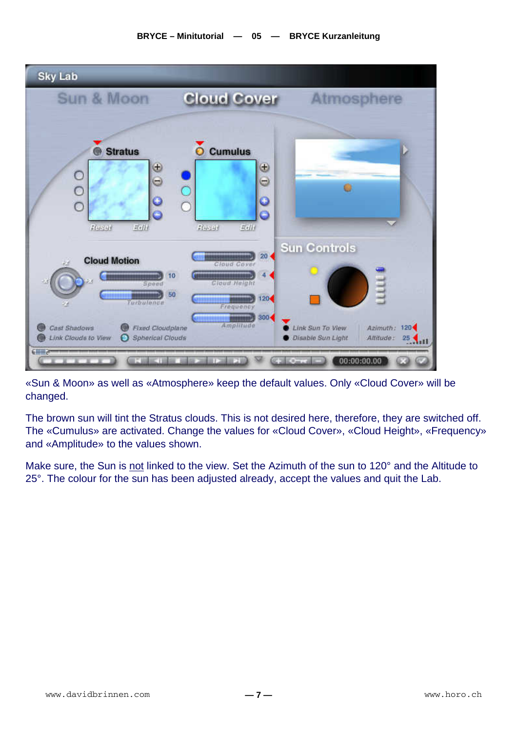«Sun & Moon» as well as «Atmosphere» keep the default values. Only «Cloud Cover» will be changed.

The brown sun will tint the Stratus clouds. This is not desired here, therefore, they are switched off. The «Cumulus» are activated. Change the values for «Cloud Cover», «Cloud Height», «Frequency» and «Amplitude» to the values shown.

Make sure, the Sun is not linked to the view. Set the Azimuth of the sun to 120° and the Altitude to 25°. The colour for the sun has been adjusted already, accept the values and quit the Lab.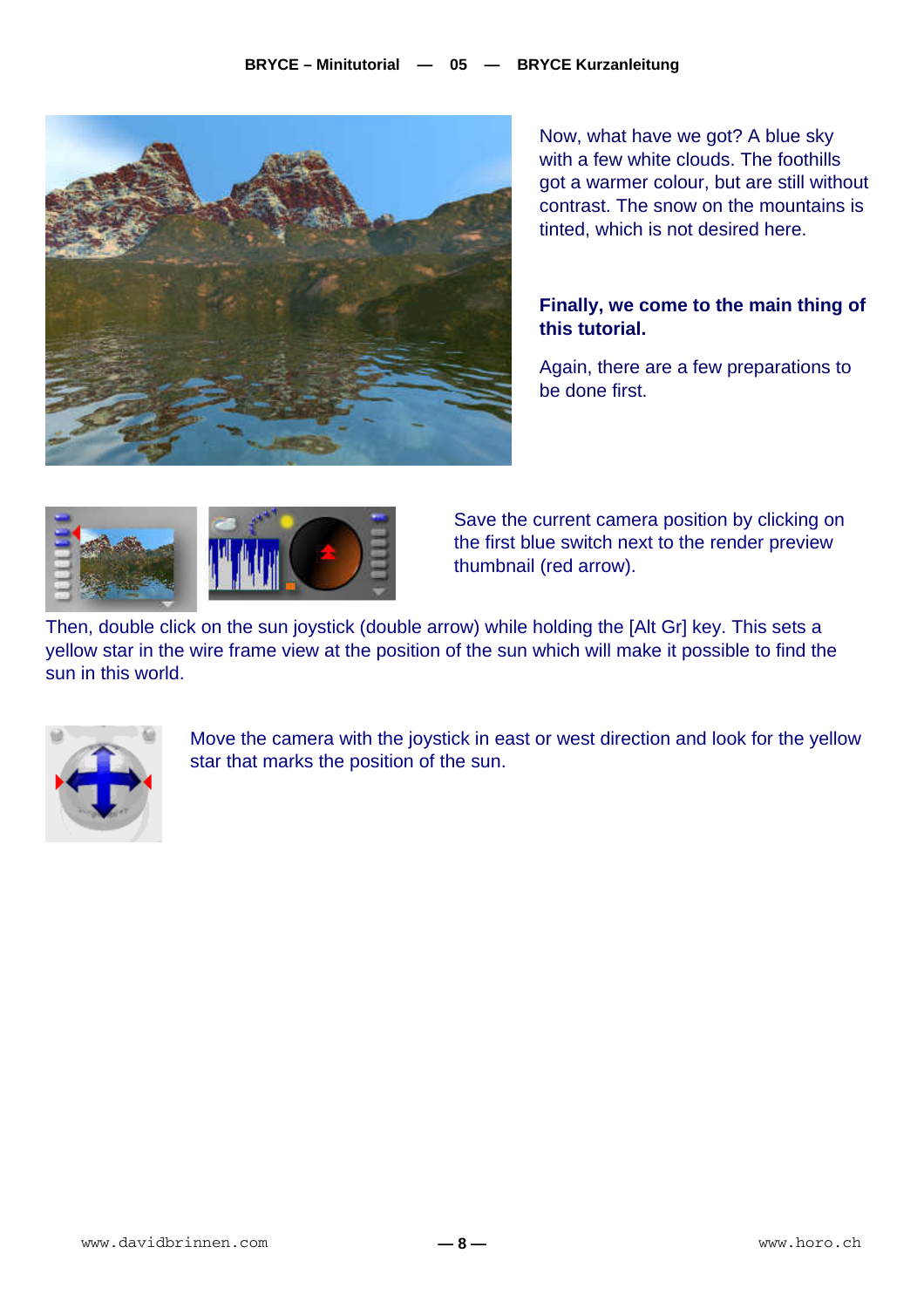Now, what have we got? A blue sky with a few white clouds. The foothills got a warmer colour, but are still without contrast. The snow on the mountains is tinted, which is not desired here.

**Finally, we come to the main thing of this tutorial.**

Again, there are a few preparations to be done first.

Save the current camera position by clicking on the first blue switch next to the render preview thumbnail (red arrow).

Then, double click on the sun joystick (double arrow) while holding the [Alt Gr] key. This sets a yellow star in the wire frame view at the position of the sun which will make it possible to find the sun in this world.

Move the camera with the joystick in east or west direction and look for the yellow star that marks the position of the sun.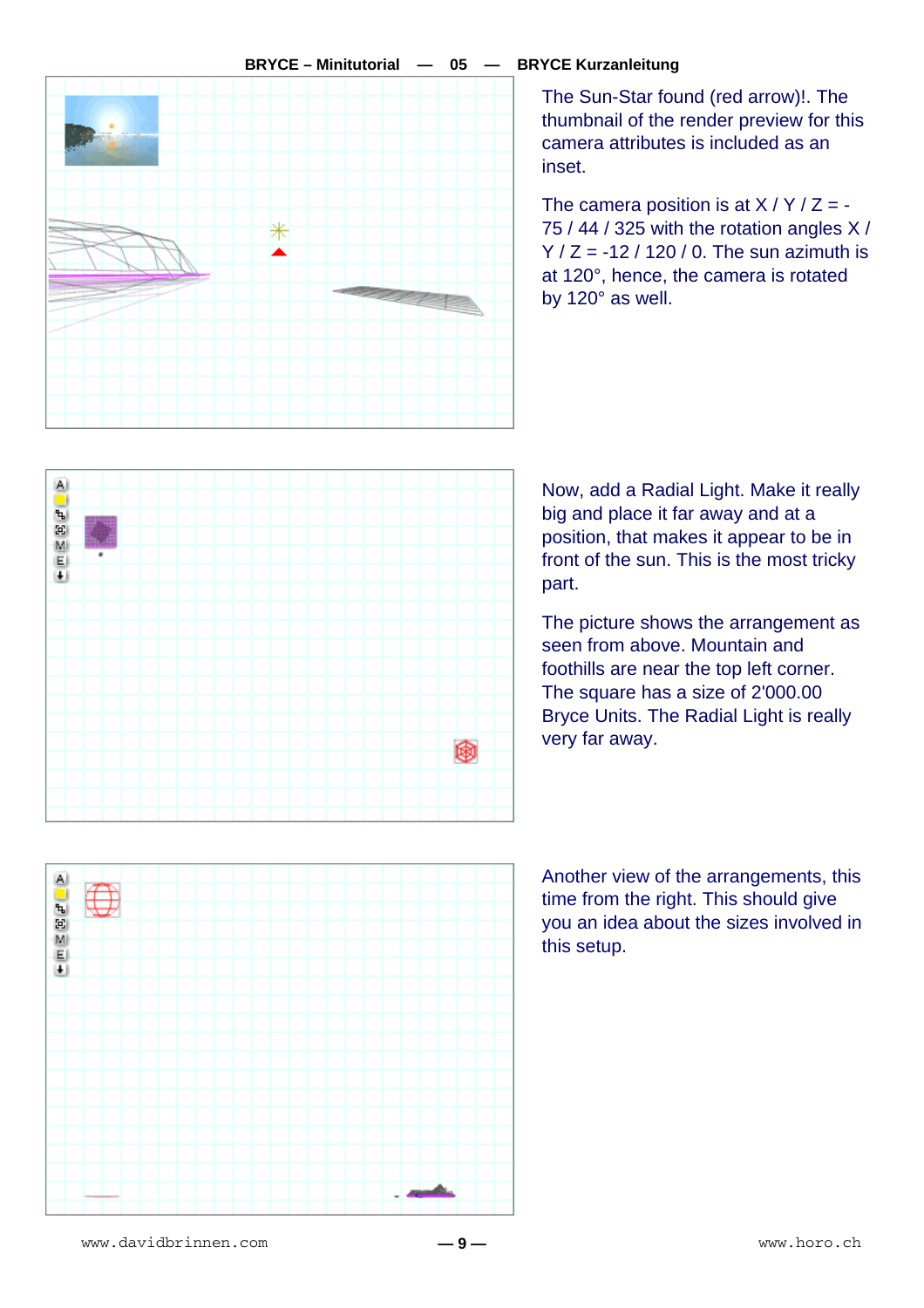The Sun-Star found (red arrow)!. The thumbnail of the render preview for this camera attributes is included as an inset.

The camera position is at X / Y / Z = -75 / 44 / 325 with the rotation angles X / Y / Z = -12 / 120 / 0. The sun azimuth is at 120°, hence, the camera is rotated by 120° as well.

Now, add a Radial Light. Make it really big and place it far away and at a position, that makes it appear to be in front of the sun. This is the most tricky part.

The picture shows the arrangement as seen from above. Mountain and foothills are near the top left corner. The square has a size of 2'000.00 Bryce Units. The Radial Light is really very far away.

Another view of the arrangements, this time from the right. This should give you an idea about the sizes involved in this setup.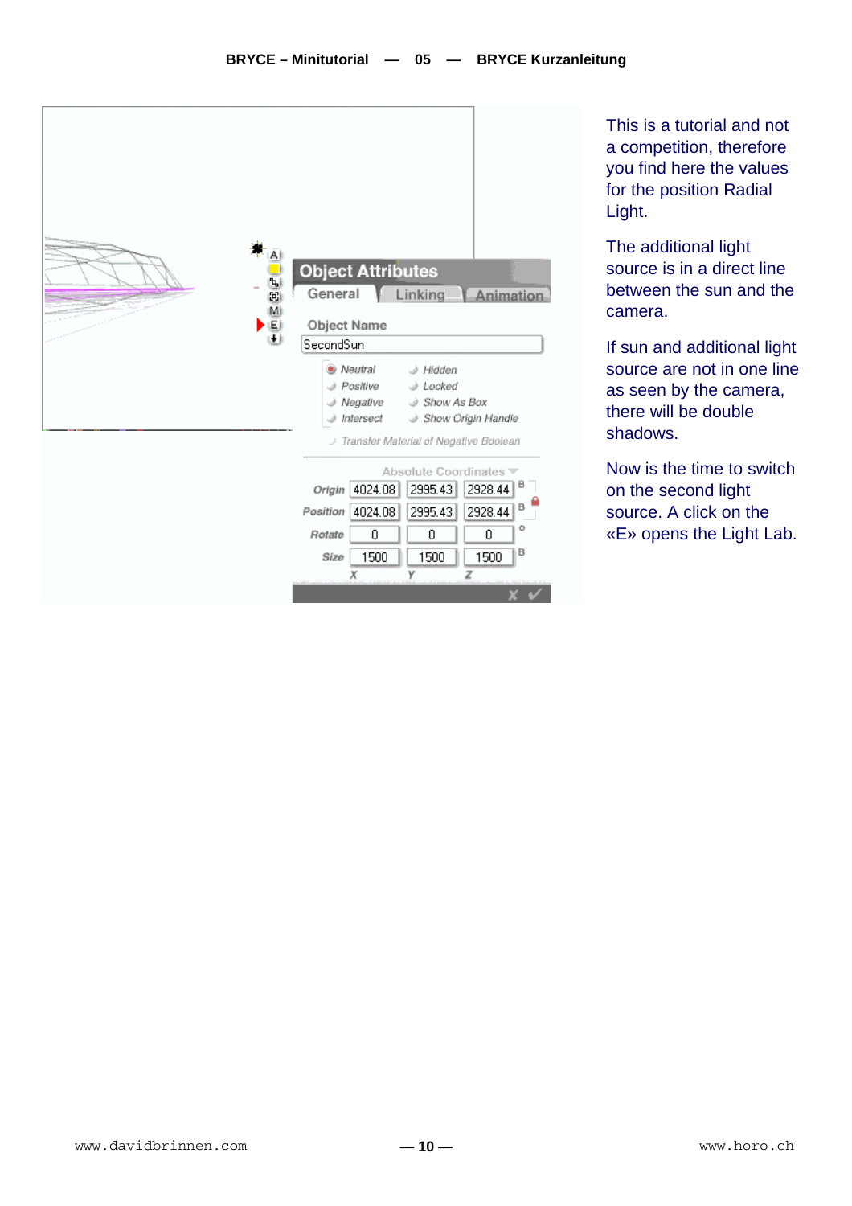This is a tutorial and not a competition, therefore you find here the values for the position Radial Light.

The additional light source is in a direct line between the sun and the camera.

If sun and additional light source are not in one line as seen by the camera, there will be double shadows.

Now is the time to switch on the second light source. A click on the «E» opens the Light Lab.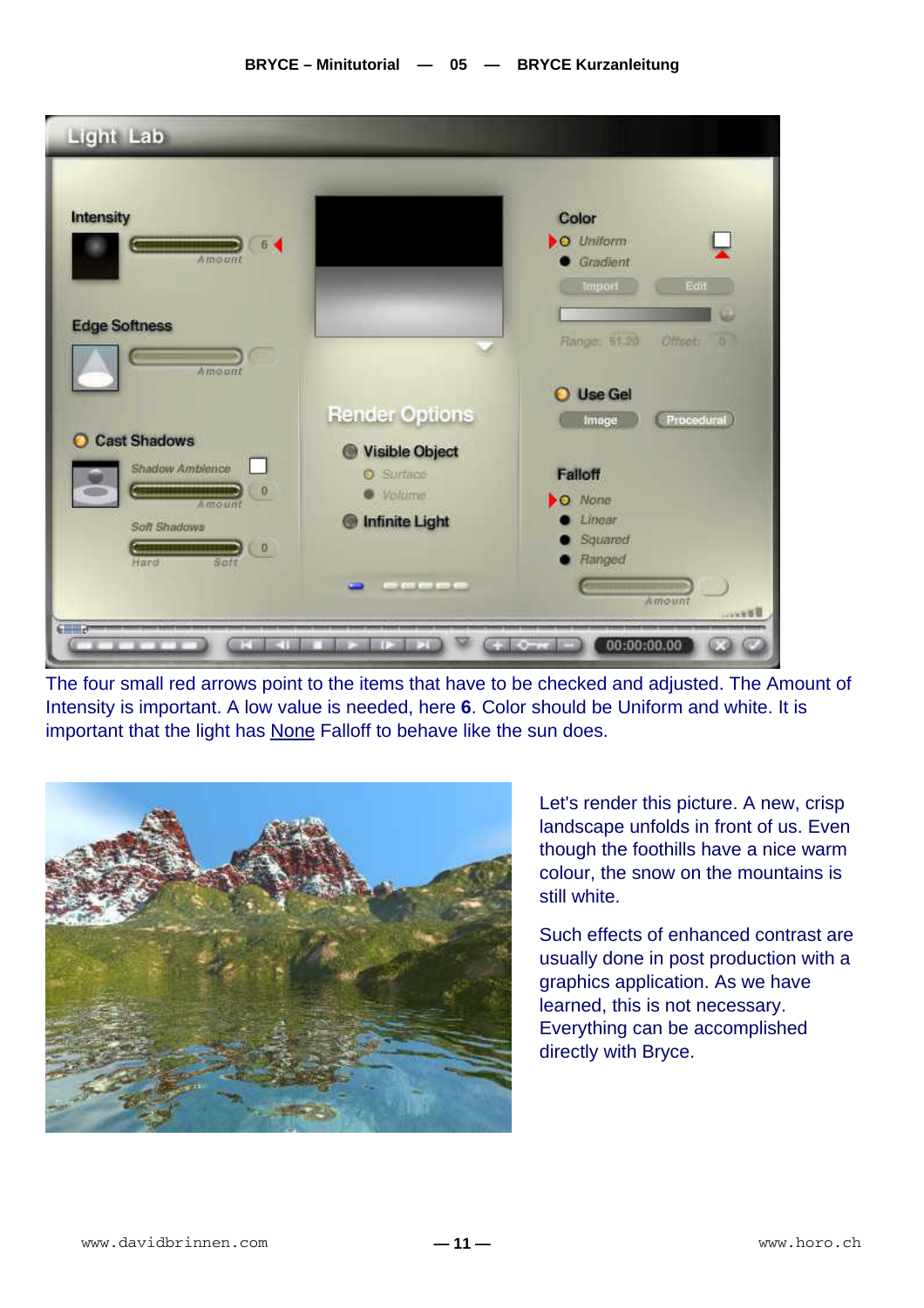The four small red arrows point to the items that have to be checked and adjusted. The Amount of Intensity is important. A low value is needed, here **6**. Color should be Uniform and white. It is important that the light has None Falloff to behave like the sun does.

Let's render this picture. A new, crisp landscape unfolds in front of us. Even though the foothills have a nice warm colour, the snow on the mountains is still white.

Such effects of enhanced contrast are usually done in post production with a graphics application. As we have learned, this is not necessary. Everything can be accomplished directly with Bryce.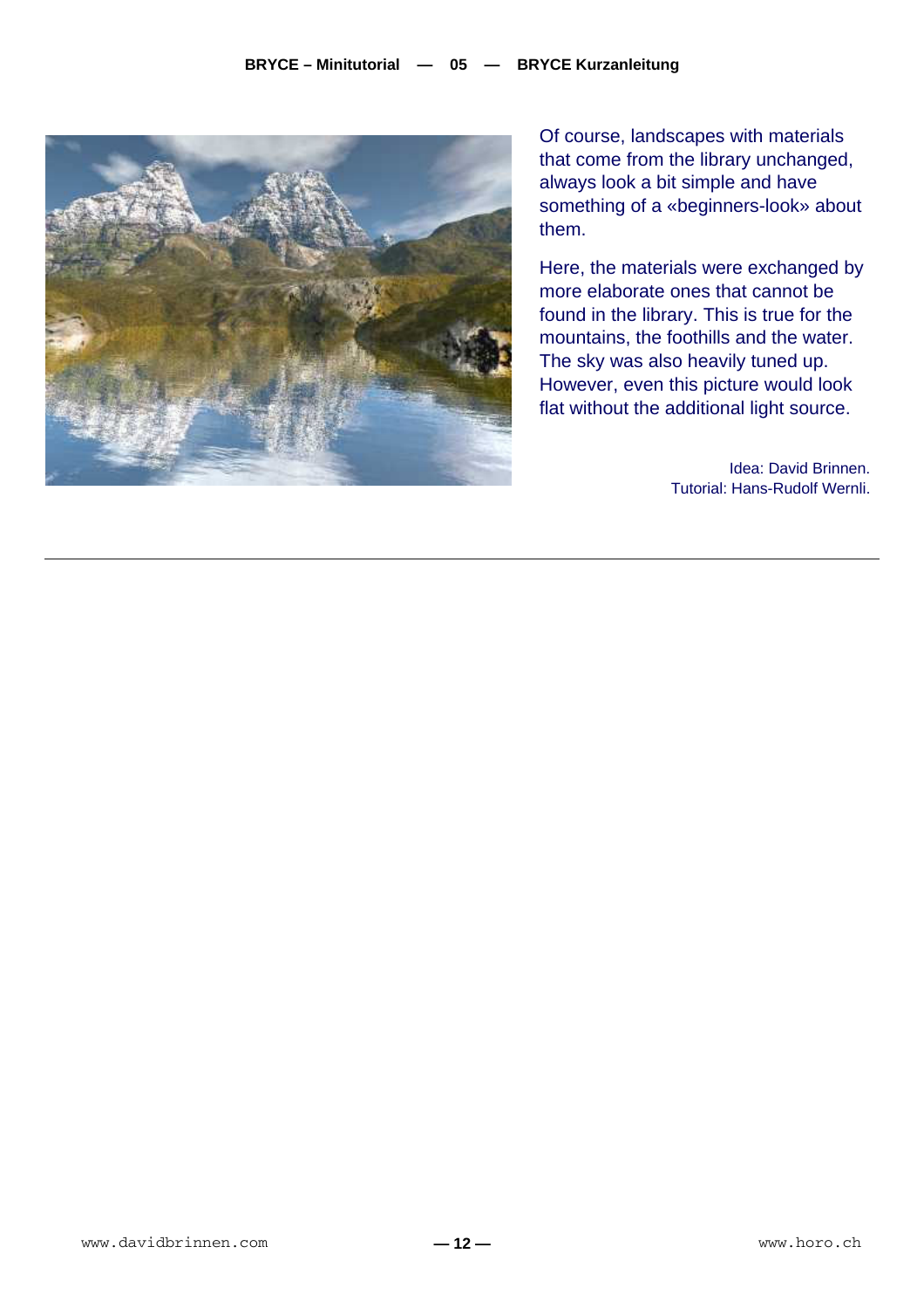Of course, landscapes with materials that come from the library unchanged, always look a bit simple and have something of a «beginners-look» about them.

Here, the materials were exchanged by more elaborate ones that cannot be found in the library. This is true for the mountains, the foothills and the water. The sky was also heavily tuned up. However, even this picture would look flat without the additional light source.

Idea: David Brinnen.
Tutorial: Hans-Rudolf Wernli.